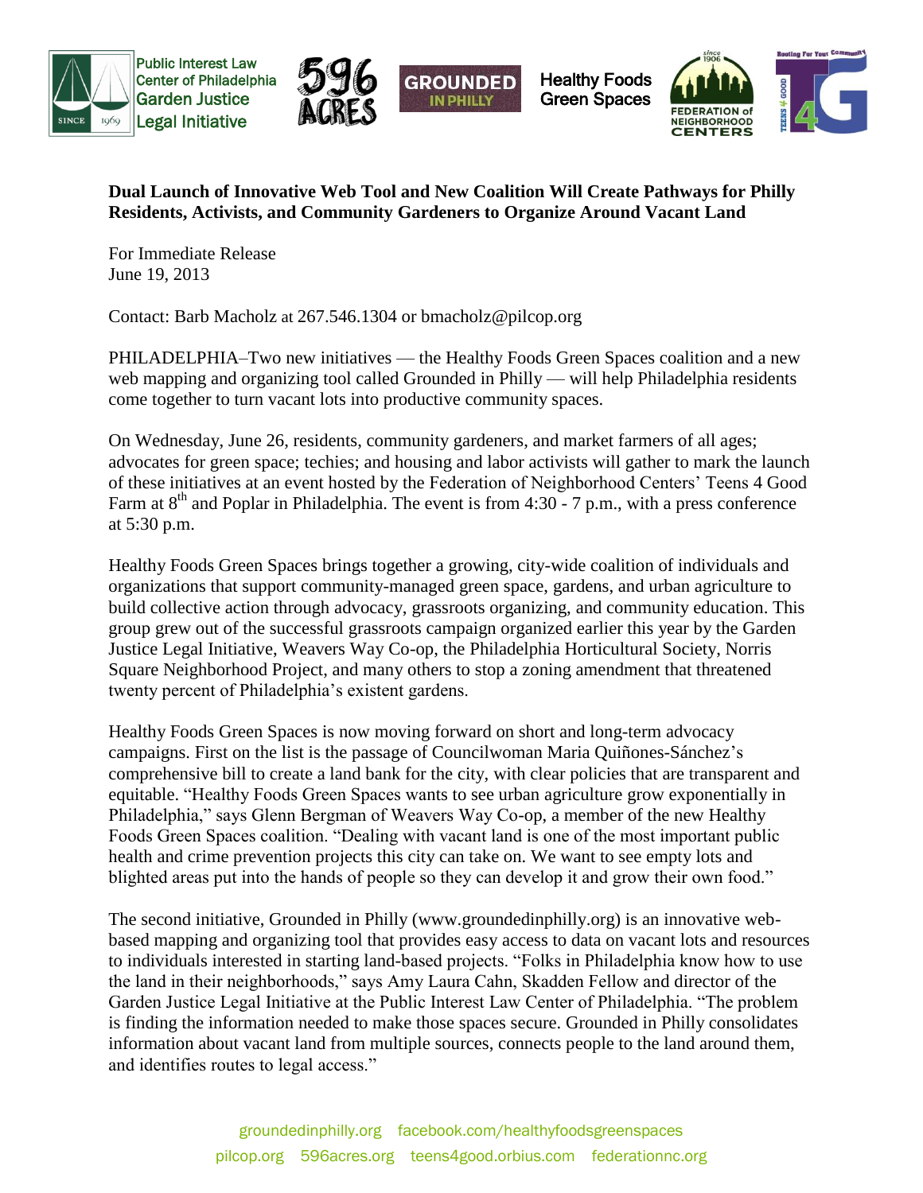Public Interest Law Center of Philadelphia Garden Justice Legal Initiative | 596 Acres | Grounded in Philly | Healthy Foods Green Spaces | Federation of Neighborhood Centers | Teens 4 Good

**Dual Launch of Innovative Web Tool and New Coalition Will Create Pathways for Philly Residents, Activists, and Community Gardeners to Organize Around Vacant Land**

For Immediate Release
June 19, 2013

Contact: Barb Macholz at 267.546.1304 or bmacholz@pilcop.org

PHILADELPHIA–Two new initiatives — the Healthy Foods Green Spaces coalition and a new web mapping and organizing tool called Grounded in Philly — will help Philadelphia residents come together to turn vacant lots into productive community spaces.

On Wednesday, June 26, residents, community gardeners, and market farmers of all ages; advocates for green space; techies; and housing and labor activists will gather to mark the launch of these initiatives at an event hosted by the Federation of Neighborhood Centers' Teens 4 Good Farm at 8th and Poplar in Philadelphia. The event is from 4:30 - 7 p.m., with a press conference at 5:30 p.m.

Healthy Foods Green Spaces brings together a growing, city-wide coalition of individuals and organizations that support community-managed green space, gardens, and urban agriculture to build collective action through advocacy, grassroots organizing, and community education. This group grew out of the successful grassroots campaign organized earlier this year by the Garden Justice Legal Initiative, Weavers Way Co-op, the Philadelphia Horticultural Society, Norris Square Neighborhood Project, and many others to stop a zoning amendment that threatened twenty percent of Philadelphia's existent gardens.

Healthy Foods Green Spaces is now moving forward on short and long-term advocacy campaigns. First on the list is the passage of Councilwoman Maria Quiñones-Sánchez's comprehensive bill to create a land bank for the city, with clear policies that are transparent and equitable. "Healthy Foods Green Spaces wants to see urban agriculture grow exponentially in Philadelphia," says Glenn Bergman of Weavers Way Co-op, a member of the new Healthy Foods Green Spaces coalition. "Dealing with vacant land is one of the most important public health and crime prevention projects this city can take on. We want to see empty lots and blighted areas put into the hands of people so they can develop it and grow their own food."

The second initiative, Grounded in Philly (www.groundedinphilly.org) is an innovative web-based mapping and organizing tool that provides easy access to data on vacant lots and resources to individuals interested in starting land-based projects. "Folks in Philadelphia know how to use the land in their neighborhoods," says Amy Laura Cahn, Skadden Fellow and director of the Garden Justice Legal Initiative at the Public Interest Law Center of Philadelphia. "The problem is finding the information needed to make those spaces secure. Grounded in Philly consolidates information about vacant land from multiple sources, connects people to the land around them, and identifies routes to legal access."

groundedinphilly.org facebook.com/healthyfoodsgreenspaces
pilcop.org 596acres.org teens4good.orbius.com federationnc.org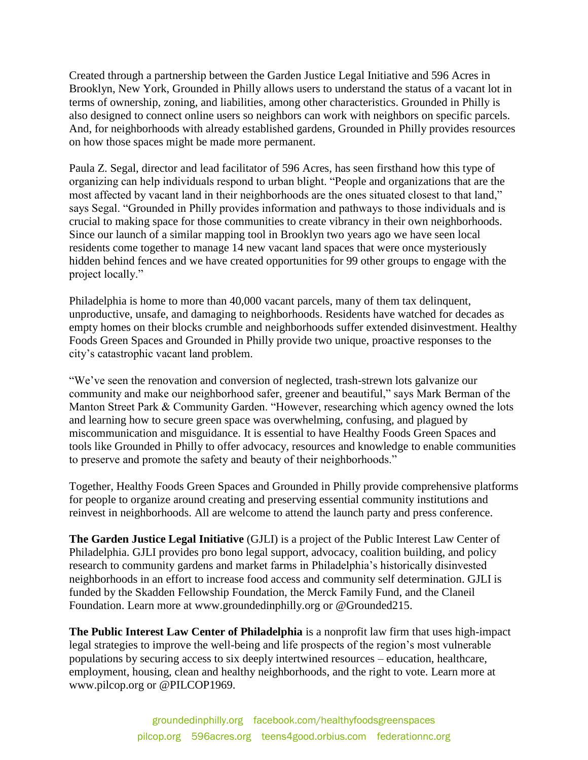Created through a partnership between the Garden Justice Legal Initiative and 596 Acres in Brooklyn, New York, Grounded in Philly allows users to understand the status of a vacant lot in terms of ownership, zoning, and liabilities, among other characteristics. Grounded in Philly is also designed to connect online users so neighbors can work with neighbors on specific parcels. And, for neighborhoods with already established gardens, Grounded in Philly provides resources on how those spaces might be made more permanent.

Paula Z. Segal, director and lead facilitator of 596 Acres, has seen firsthand how this type of organizing can help individuals respond to urban blight. "People and organizations that are the most affected by vacant land in their neighborhoods are the ones situated closest to that land," says Segal. "Grounded in Philly provides information and pathways to those individuals and is crucial to making space for those communities to create vibrancy in their own neighborhoods. Since our launch of a similar mapping tool in Brooklyn two years ago we have seen local residents come together to manage 14 new vacant land spaces that were once mysteriously hidden behind fences and we have created opportunities for 99 other groups to engage with the project locally."

Philadelphia is home to more than 40,000 vacant parcels, many of them tax delinquent, unproductive, unsafe, and damaging to neighborhoods. Residents have watched for decades as empty homes on their blocks crumble and neighborhoods suffer extended disinvestment. Healthy Foods Green Spaces and Grounded in Philly provide two unique, proactive responses to the city's catastrophic vacant land problem.

"We've seen the renovation and conversion of neglected, trash-strewn lots galvanize our community and make our neighborhood safer, greener and beautiful," says Mark Berman of the Manton Street Park & Community Garden. "However, researching which agency owned the lots and learning how to secure green space was overwhelming, confusing, and plagued by miscommunication and misguidance. It is essential to have Healthy Foods Green Spaces and tools like Grounded in Philly to offer advocacy, resources and knowledge to enable communities to preserve and promote the safety and beauty of their neighborhoods."

Together, Healthy Foods Green Spaces and Grounded in Philly provide comprehensive platforms for people to organize around creating and preserving essential community institutions and reinvest in neighborhoods. All are welcome to attend the launch party and press conference.

**The Garden Justice Legal Initiative** (GJLI) is a project of the Public Interest Law Center of Philadelphia. GJLI provides pro bono legal support, advocacy, coalition building, and policy research to community gardens and market farms in Philadelphia's historically disinvested neighborhoods in an effort to increase food access and community self determination. GJLI is funded by the Skadden Fellowship Foundation, the Merck Family Fund, and the Claneil Foundation. Learn more at www.groundedinphilly.org or @Grounded215.

**The Public Interest Law Center of Philadelphia** is a nonprofit law firm that uses high-impact legal strategies to improve the well-being and life prospects of the region's most vulnerable populations by securing access to six deeply intertwined resources – education, healthcare, employment, housing, clean and healthy neighborhoods, and the right to vote. Learn more at www.pilcop.org or @PILCOP1969.

groundedinphilly.org facebook.com/healthyfoodsgreenspaces
pilcop.org 596acres.org teens4good.orbius.com federationnc.org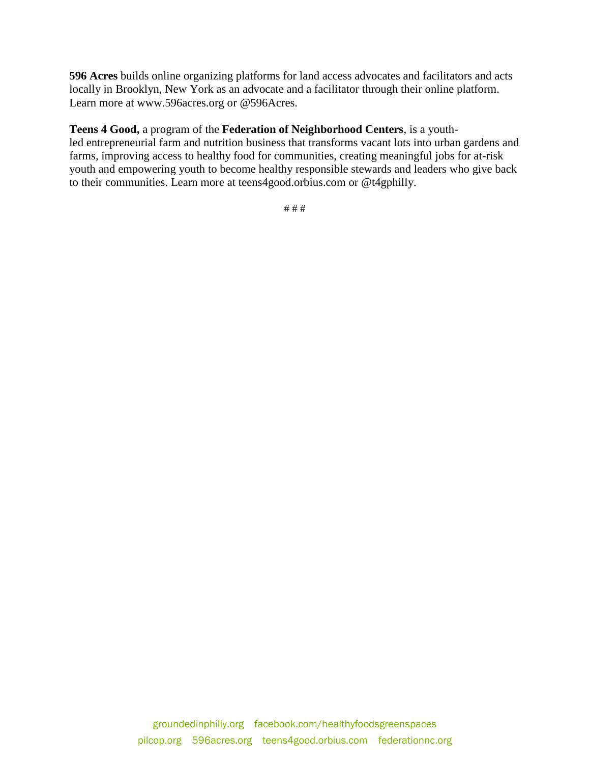**596 Acres** builds online organizing platforms for land access advocates and facilitators and acts locally in Brooklyn, New York as an advocate and a facilitator through their online platform. Learn more at www.596acres.org or @596Acres.

**Teens 4 Good,** a program of the **Federation of Neighborhood Centers**, is a youth-led entrepreneurial farm and nutrition business that transforms vacant lots into urban gardens and farms, improving access to healthy food for communities, creating meaningful jobs for at-risk youth and empowering youth to become healthy responsible stewards and leaders who give back to their communities. Learn more at teens4good.orbius.com or @t4gphilly.

# # #

groundedinphilly.org facebook.com/healthyfoodsgreenspaces
pilcop.org 596acres.org teens4good.orbius.com federationnc.org